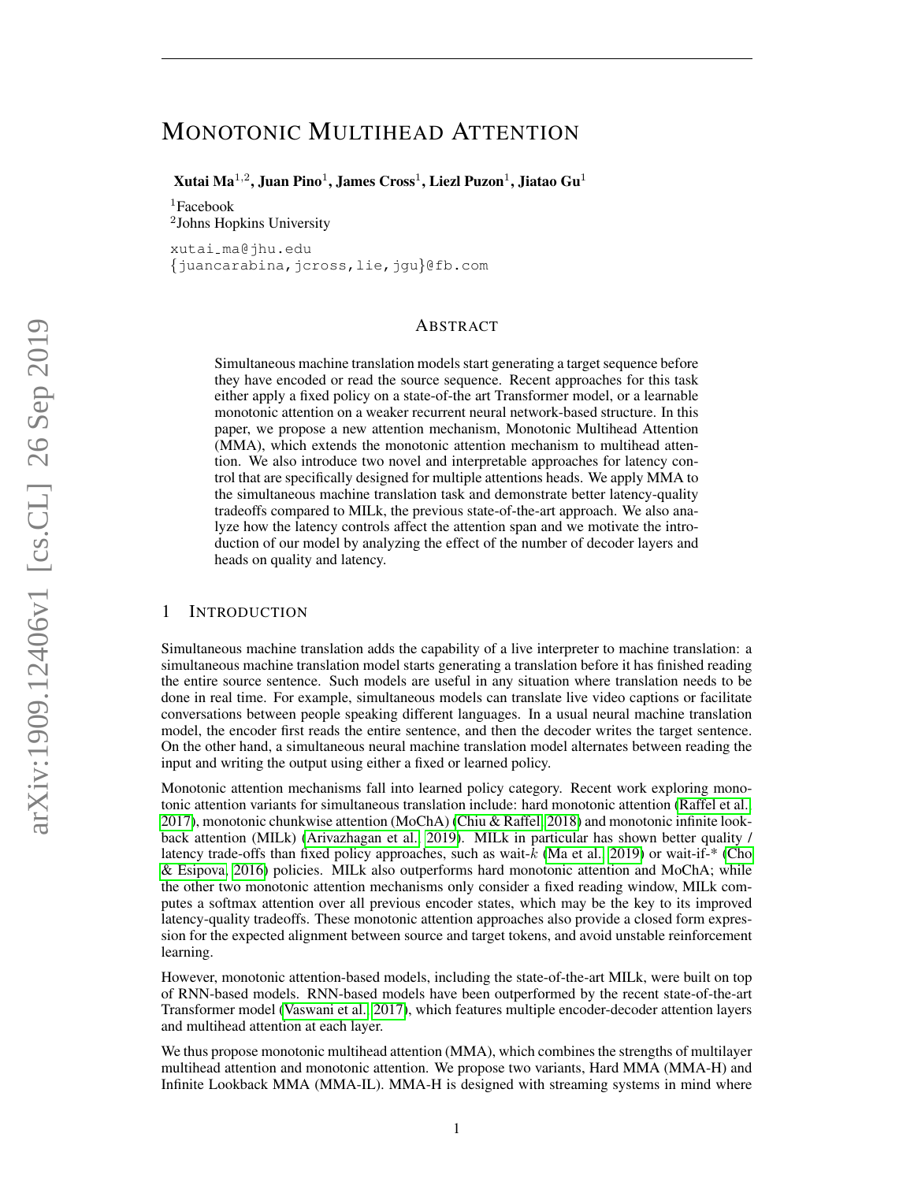# Monotonic Multihead Attention

**Xutai Ma**[1,2], **Juan Pino**[1], **James Cross**[1], **Liezl Puzon**[1], **Jiatao Gu**[1]

[1]Facebook
[2]Johns Hopkins University

xutai_ma@jhu.edu
{juancarabina,jcross,lie,jgu}@fb.com

## Abstract

Simultaneous machine translation models start generating a target sequence before they have encoded or read the source sequence. Recent approaches for this task either apply a fixed policy on a state-of-the art Transformer model, or a learnable monotonic attention on a weaker recurrent neural network-based structure. In this paper, we propose a new attention mechanism, Monotonic Multihead Attention (MMA), which extends the monotonic attention mechanism to multihead attention. We also introduce two novel and interpretable approaches for latency control that are specifically designed for multiple attentions heads. We apply MMA to the simultaneous machine translation task and demonstrate better latency-quality tradeoffs compared to MILk, the previous state-of-the-art approach. We also analyze how the latency controls affect the attention span and we motivate the introduction of our model by analyzing the effect of the number of decoder layers and heads on quality and latency.

## 1 Introduction

Simultaneous machine translation adds the capability of a live interpreter to machine translation: a simultaneous machine translation model starts generating a translation before it has finished reading the entire source sentence. Such models are useful in any situation where translation needs to be done in real time. For example, simultaneous models can translate live video captions or facilitate conversations between people speaking different languages. In a usual neural machine translation model, the encoder first reads the entire sentence, and then the decoder writes the target sentence. On the other hand, a simultaneous neural machine translation model alternates between reading the input and writing the output using either a fixed or learned policy.

Monotonic attention mechanisms fall into learned policy category. Recent work exploring monotonic attention variants for simultaneous translation include: hard monotonic attention (Raffel et al., 2017), monotonic chunkwise attention (MoChA) (Chiu & Raffel, 2018) and monotonic infinite lookback attention (MILk) (Arivazhagan et al., 2019). MILk in particular has shown better quality / latency trade-offs than fixed policy approaches, such as wait-$k$ (Ma et al., 2019) or wait-if-* (Cho & Esipova, 2016) policies. MILk also outperforms hard monotonic attention and MoChA; while the other two monotonic attention mechanisms only consider a fixed reading window, MILk computes a softmax attention over all previous encoder states, which may be the key to its improved latency-quality tradeoffs. These monotonic attention approaches also provide a closed form expression for the expected alignment between source and target tokens, and avoid unstable reinforcement learning.

However, monotonic attention-based models, including the state-of-the-art MILk, were built on top of RNN-based models. RNN-based models have been outperformed by the recent state-of-the-art Transformer model (Vaswani et al., 2017), which features multiple encoder-decoder attention layers and multihead attention at each layer.

We thus propose monotonic multihead attention (MMA), which combines the strengths of multilayer multihead attention and monotonic attention. We propose two variants, Hard MMA (MMA-H) and Infinite Lookback MMA (MMA-IL). MMA-H is designed with streaming systems in mind where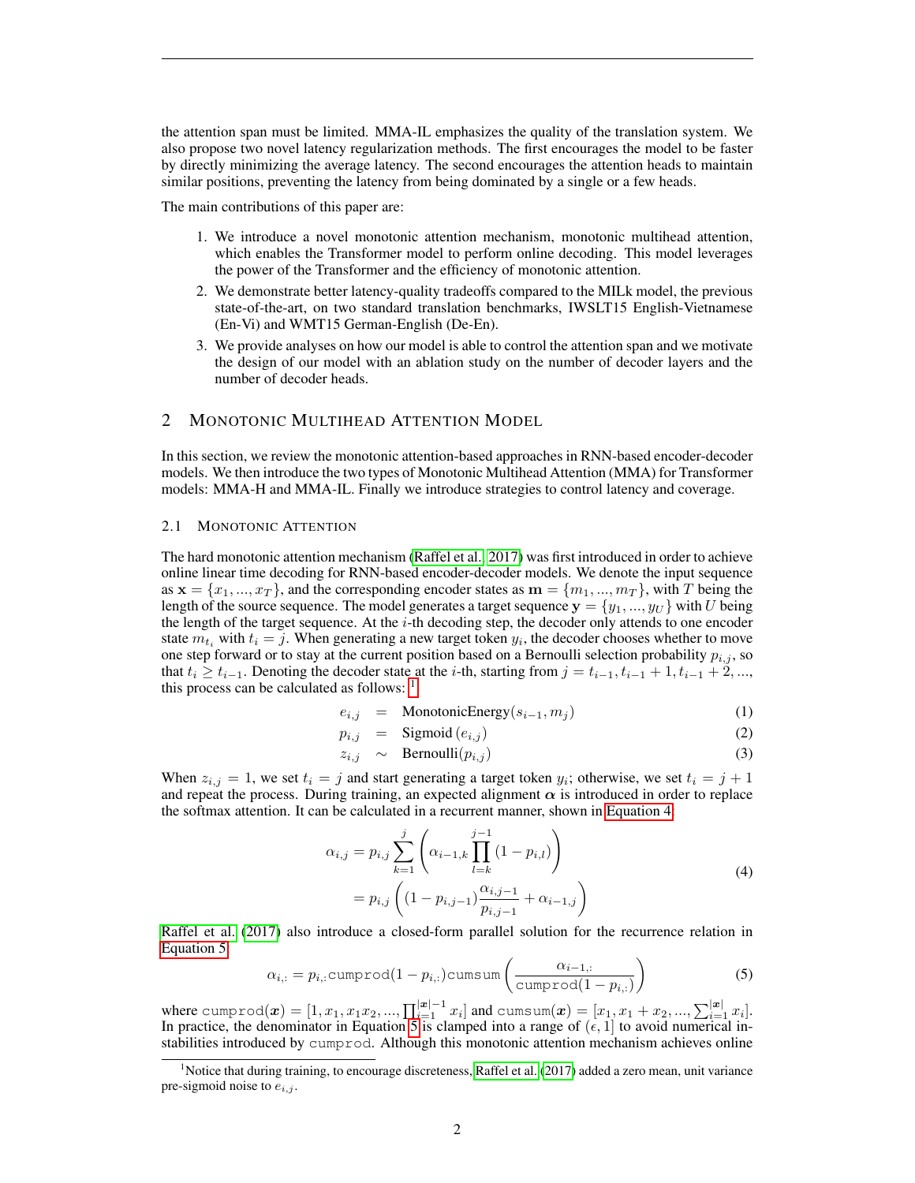the attention span must be limited. MMA-IL emphasizes the quality of the translation system. We also propose two novel latency regularization methods. The first encourages the model to be faster by directly minimizing the average latency. The second encourages the attention heads to maintain similar positions, preventing the latency from being dominated by a single or a few heads.

The main contributions of this paper are:

1. We introduce a novel monotonic attention mechanism, monotonic multihead attention, which enables the Transformer model to perform online decoding. This model leverages the power of the Transformer and the efficiency of monotonic attention.
2. We demonstrate better latency-quality tradeoffs compared to the MILk model, the previous state-of-the-art, on two standard translation benchmarks, IWSLT15 English-Vietnamese (En-Vi) and WMT15 German-English (De-En).
3. We provide analyses on how our model is able to control the attention span and we motivate the design of our model with an ablation study on the number of decoder layers and the number of decoder heads.

## 2 Monotonic Multihead Attention Model

In this section, we review the monotonic attention-based approaches in RNN-based encoder-decoder models. We then introduce the two types of Monotonic Multihead Attention (MMA) for Transformer models: MMA-H and MMA-IL. Finally we introduce strategies to control latency and coverage.

### 2.1 Monotonic Attention

The hard monotonic attention mechanism (Raffel et al., 2017) was first introduced in order to achieve online linear time decoding for RNN-based encoder-decoder models. We denote the input sequence as $\mathbf{x} = \{x_1, ..., x_T\}$, and the corresponding encoder states as $\mathbf{m} = \{m_1, ..., m_T\}$, with $T$ being the length of the source sequence. The model generates a target sequence $\mathbf{y} = \{y_1, ..., y_U\}$ with $U$ being the length of the target sequence. At the $i$-th decoding step, the decoder only attends to one encoder state $m_{t_i}$ with $t_i = j$. When generating a new target token $y_i$, the decoder chooses whether to move one step forward or to stay at the current position based on a Bernoulli selection probability $p_{i,j}$, so that $t_i \geq t_{i-1}$. Denoting the decoder state at the $i$-th, starting from $j = t_{i-1}, t_{i-1}+1, t_{i-1}+2, ...$, this process can be calculated as follows: [1]

$$e_{i,j} = \text{MonotonicEnergy}(s_{i-1}, m_j) \tag{1}$$

$$p_{i,j} = \text{Sigmoid}\left(e_{i,j}\right) \tag{2}$$

$$z_{i,j} \sim \text{Bernoulli}(p_{i,j}) \tag{3}$$

When $z_{i,j} = 1$, we set $t_i = j$ and start generating a target token $y_i$; otherwise, we set $t_i = j+1$ and repeat the process. During training, an expected alignment $\boldsymbol{\alpha}$ is introduced in order to replace the softmax attention. It can be calculated in a recurrent manner, shown in Equation 4:

$$\begin{aligned}
\alpha_{i,j} &= p_{i,j} \sum_{k=1}^{j} \left( \alpha_{i-1,k} \prod_{l=k}^{j-1} (1 - p_{i,l}) \right) \\
&= p_{i,j} \left( (1 - p_{i,j-1}) \frac{\alpha_{i,j-1}}{p_{i,j-1}} + \alpha_{i-1,j} \right)
\end{aligned} \tag{4}$$

Raffel et al. (2017) also introduce a closed-form parallel solution for the recurrence relation in Equation 5:

$$\alpha_{i,:} = p_{i,:} \texttt{cumprod}(1 - p_{i,:}) \texttt{cumsum} \left( \frac{\alpha_{i-1,:}}{\texttt{cumprod}(1 - p_{i,:})} \right) \tag{5}$$

where $\texttt{cumprod}(\boldsymbol{x}) = [1, x_1, x_1 x_2, ..., \prod_{i=1}^{|\boldsymbol{x}|-1} x_i]$ and $\texttt{cumsum}(\boldsymbol{x}) = [x_1, x_1 + x_2, ..., \sum_{i=1}^{|\boldsymbol{x}|} x_i]$. In practice, the denominator in Equation 5 is clamped into a range of $(\epsilon, 1]$ to avoid numerical instabilities introduced by `cumprod`. Although this monotonic attention mechanism achieves online

[1] Notice that during training, to encourage discreteness, Raffel et al. (2017) added a zero mean, unit variance pre-sigmoid noise to $e_{i,j}$.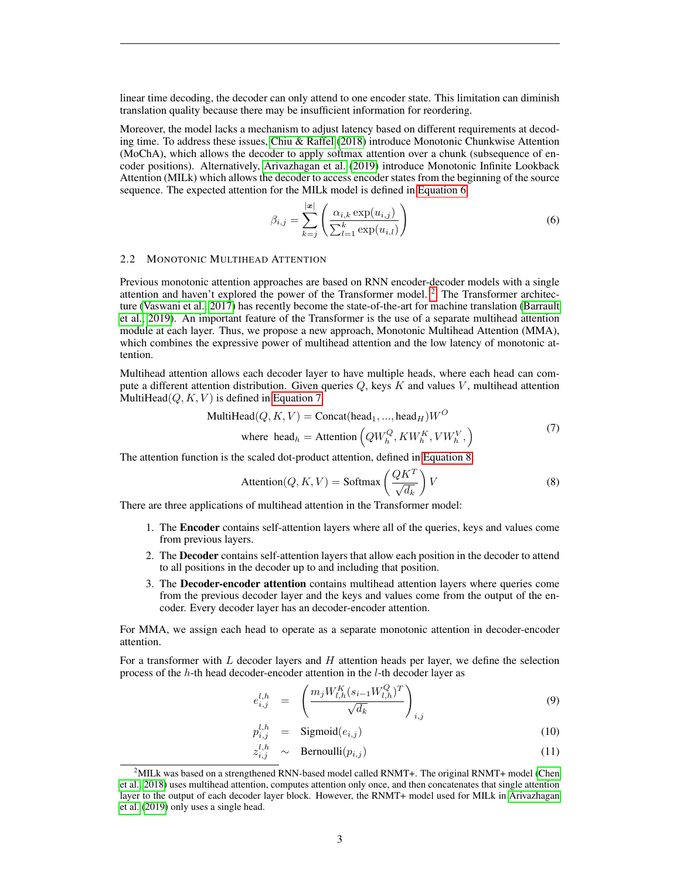linear time decoding, the decoder can only attend to one encoder state. This limitation can diminish translation quality because there may be insufficient information for reordering.

Moreover, the model lacks a mechanism to adjust latency based on different requirements at decoding time. To address these issues, Chiu & Raffel (2018) introduce Monotonic Chunkwise Attention (MoChA), which allows the decoder to apply softmax attention over a chunk (subsequence of encoder positions). Alternatively, Arivazhagan et al. (2019) introduce Monotonic Infinite Lookback Attention (MILk) which allows the decoder to access encoder states from the beginning of the source sequence. The expected attention for the MILk model is defined in Equation 6.

$$\beta_{i,j} = \sum_{k=j}^{|\boldsymbol{x}|} \left( \frac{\alpha_{i,k} \exp(u_{i,j})}{\sum_{l=1}^{k} \exp(u_{i,l})} \right) \tag{6}$$

### 2.2 Monotonic Multihead Attention

Previous monotonic attention approaches are based on RNN encoder-decoder models with a single attention and haven't explored the power of the Transformer model. [2] The Transformer architecture (Vaswani et al., 2017) has recently become the state-of-the-art for machine translation (Barrault et al., 2019). An important feature of the Transformer is the use of a separate multihead attention module at each layer. Thus, we propose a new approach, Monotonic Multihead Attention (MMA), which combines the expressive power of multihead attention and the low latency of monotonic attention.

Multihead attention allows each decoder layer to have multiple heads, where each head can compute a different attention distribution. Given queries $Q$, keys $K$ and values $V$, multihead attention $\text{MultiHead}(Q, K, V)$ is defined in Equation 7.

$$\begin{aligned} \text{MultiHead}(Q, K, V) &= \text{Concat}(\text{head}_1, ..., \text{head}_H) W^O \\ \text{where } \text{head}_h &= \text{Attention}\left(QW_h^Q, KW_h^K, VW_h^V, \right) \end{aligned} \tag{7}$$

The attention function is the scaled dot-product attention, defined in Equation 8

$$\text{Attention}(Q, K, V) = \text{Softmax}\left(\frac{QK^T}{\sqrt{d_k}}\right) V \tag{8}$$

There are three applications of multihead attention in the Transformer model:

1. The **Encoder** contains self-attention layers where all of the queries, keys and values come from previous layers.
2. The **Decoder** contains self-attention layers that allow each position in the decoder to attend to all positions in the decoder up to and including that position.
3. The **Decoder-encoder attention** contains multihead attention layers where queries come from the previous decoder layer and the keys and values come from the output of the encoder. Every decoder layer has an decoder-encoder attention.

For MMA, we assign each head to operate as a separate monotonic attention in decoder-encoder attention.

For a transformer with $L$ decoder layers and $H$ attention heads per layer, we define the selection process of the $h$-th head decoder-encoder attention in the $l$-th decoder layer as

$$e_{i,j}^{l,h} = \left( \frac{m_j W_{l,h}^K (s_{i-1} W_{l,h}^Q)^T}{\sqrt{d_k}} \right)_{i,j} \tag{9}$$

$$p_{i,j}^{l,h} = \text{Sigmoid}(e_{i,j}) \tag{10}$$

$$z_{i,j}^{l,h} \sim \text{Bernoulli}(p_{i,j}) \tag{11}$$

[2] MILk was based on a strengthened RNN-based model called RNMT+. The original RNMT+ model (Chen et al., 2018) uses multihead attention, computes attention only once, and then concatenates that single attention layer to the output of each decoder layer block. However, the RNMT+ model used for MILk in Arivazhagan et al. (2019) only uses a single head.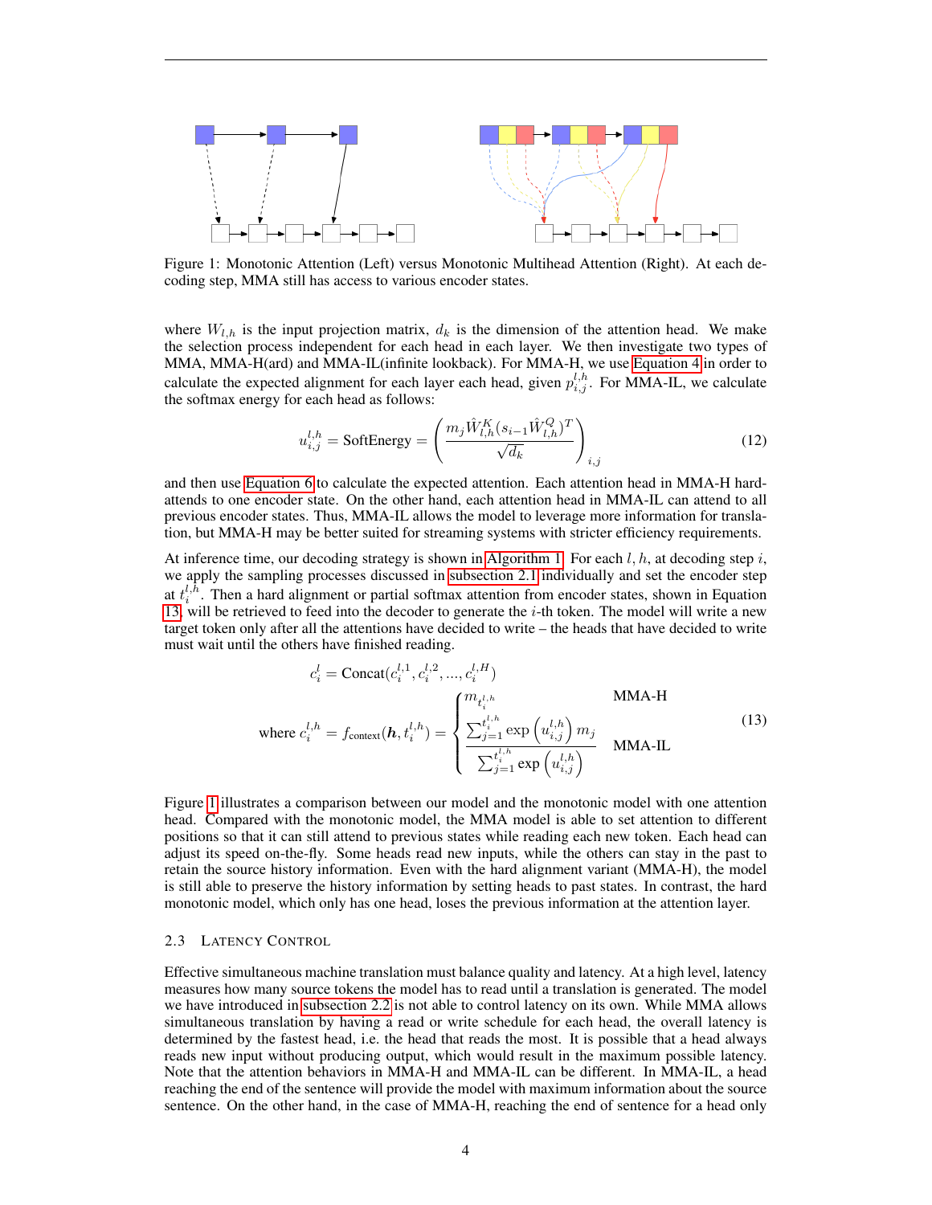Figure 1: Monotonic Attention (Left) versus Monotonic Multihead Attention (Right). At each decoding step, MMA still has access to various encoder states.

where $W_{l,h}$ is the input projection matrix, $d_k$ is the dimension of the attention head. We make the selection process independent for each head in each layer. We then investigate two types of MMA, MMA-H(ard) and MMA-IL(infinite lookback). For MMA-H, we use Equation 4 in order to calculate the expected alignment for each layer each head, given $p_{i,j}^{l,h}$. For MMA-IL, we calculate the softmax energy for each head as follows:

$$u_{i,j}^{l,h} = \text{SoftEnergy} = \left( \frac{m_j \hat{W}_{l,h}^K (s_{i-1} \hat{W}_{l,h}^Q)^T}{\sqrt{d_k}} \right)_{i,j} \tag{12}$$

and then use Equation 6 to calculate the expected attention. Each attention head in MMA-H hard-attends to one encoder state. On the other hand, each attention head in MMA-IL can attend to all previous encoder states. Thus, MMA-IL allows the model to leverage more information for translation, but MMA-H may be better suited for streaming systems with stricter efficiency requirements.

At inference time, our decoding strategy is shown in Algorithm 1. For each $l, h$, at decoding step $i$, we apply the sampling processes discussed in subsection 2.1 individually and set the encoder step at $t_i^{l,h}$. Then a hard alignment or partial softmax attention from encoder states, shown in Equation 13, will be retrieved to feed into the decoder to generate the $i$-th token. The model will write a new target token only after all the attentions have decided to write – the heads that have decided to write must wait until the others have finished reading.

$$c_i^l = \text{Concat}(c_i^{l,1}, c_i^{l,2}, ..., c_i^{l,H})$$
$$\text{where } c_i^{l,h} = f_{\text{context}}(\boldsymbol{h}, t_i^{l,h}) = \begin{cases} m_{t_i^{l,h}} & \text{MMA-H} \\ \dfrac{\sum_{j=1}^{t_i^{l,h}} \exp\left(u_{i,j}^{l,h}\right) m_j}{\sum_{j=1}^{t_i^{l,h}} \exp\left(u_{i,j}^{l,h}\right)} & \text{MMA-IL} \end{cases} \tag{13}$$

Figure 1 illustrates a comparison between our model and the monotonic model with one attention head. Compared with the monotonic model, the MMA model is able to set attention to different positions so that it can still attend to previous states while reading each new token. Each head can adjust its speed on-the-fly. Some heads read new inputs, while the others can stay in the past to retain the source history information. Even with the hard alignment variant (MMA-H), the model is still able to preserve the history information by setting heads to past states. In contrast, the hard monotonic model, which only has one head, loses the previous information at the attention layer.

### 2.3 Latency Control

Effective simultaneous machine translation must balance quality and latency. At a high level, latency measures how many source tokens the model has to read until a translation is generated. The model we have introduced in subsection 2.2 is not able to control latency on its own. While MMA allows simultaneous translation by having a read or write schedule for each head, the overall latency is determined by the fastest head, i.e. the head that reads the most. It is possible that a head always reads new input without producing output, which would result in the maximum possible latency. Note that the attention behaviors in MMA-H and MMA-IL can be different. In MMA-IL, a head reaching the end of the sentence will provide the model with maximum information about the source sentence. On the other hand, in the case of MMA-H, reaching the end of sentence for a head only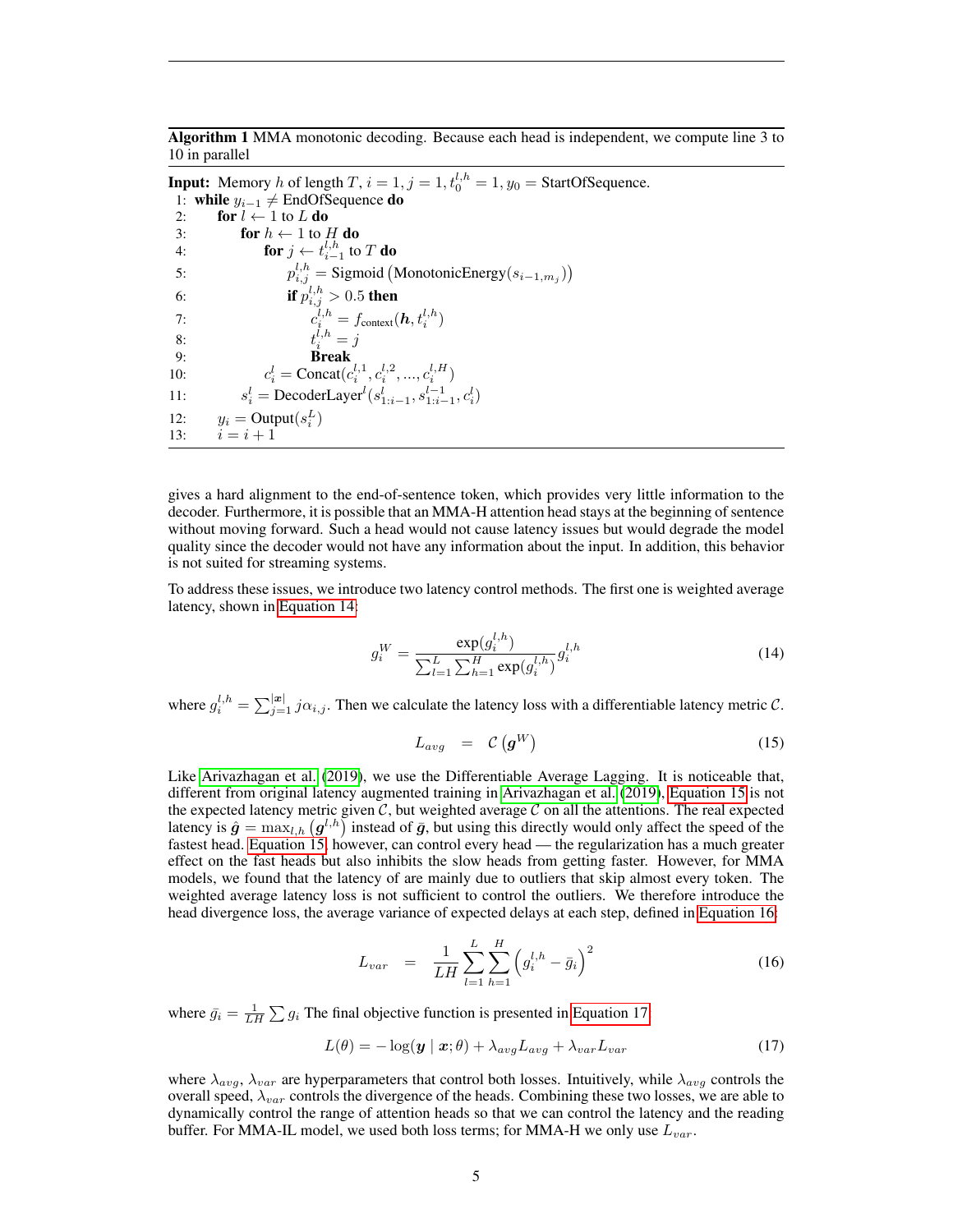**Algorithm 1** MMA monotonic decoding. Because each head is independent, we compute line 3 to 10 in parallel

---

**Input:** Memory $h$ of length $T$, $i = 1, j = 1, t_0^{l,h} = 1, y_0 = \text{StartOfSequence}$.

1: **while** $y_{i-1} \neq \text{EndOfSequence}$ **do**
2: &nbsp;&nbsp;&nbsp;&nbsp;**for** $l \leftarrow 1$ to $L$ **do**
3: &nbsp;&nbsp;&nbsp;&nbsp;&nbsp;&nbsp;&nbsp;&nbsp;**for** $h \leftarrow 1$ to $H$ **do**
4: &nbsp;&nbsp;&nbsp;&nbsp;&nbsp;&nbsp;&nbsp;&nbsp;&nbsp;&nbsp;&nbsp;&nbsp;**for** $j \leftarrow t_{i-1}^{l,h}$ to $T$ **do**
5: &nbsp;&nbsp;&nbsp;&nbsp;&nbsp;&nbsp;&nbsp;&nbsp;&nbsp;&nbsp;&nbsp;&nbsp;&nbsp;&nbsp;&nbsp;&nbsp;$p_{i,j}^{l,h} = \text{Sigmoid}\left(\text{MonotonicEnergy}(s_{i-1,m_j})\right)$
6: &nbsp;&nbsp;&nbsp;&nbsp;&nbsp;&nbsp;&nbsp;&nbsp;&nbsp;&nbsp;&nbsp;&nbsp;&nbsp;&nbsp;&nbsp;&nbsp;**if** $p_{i,j}^{l,h} > 0.5$ **then**
7: &nbsp;&nbsp;&nbsp;&nbsp;&nbsp;&nbsp;&nbsp;&nbsp;&nbsp;&nbsp;&nbsp;&nbsp;&nbsp;&nbsp;&nbsp;&nbsp;&nbsp;&nbsp;&nbsp;&nbsp;$c_i^{l,h} = f_{\text{context}}(\boldsymbol{h}, t_i^{l,h})$
8: &nbsp;&nbsp;&nbsp;&nbsp;&nbsp;&nbsp;&nbsp;&nbsp;&nbsp;&nbsp;&nbsp;&nbsp;&nbsp;&nbsp;&nbsp;&nbsp;&nbsp;&nbsp;&nbsp;&nbsp;$t_i^{l,h} = j$
9: &nbsp;&nbsp;&nbsp;&nbsp;&nbsp;&nbsp;&nbsp;&nbsp;&nbsp;&nbsp;&nbsp;&nbsp;&nbsp;&nbsp;&nbsp;&nbsp;&nbsp;&nbsp;&nbsp;&nbsp;**Break**
10: &nbsp;&nbsp;&nbsp;&nbsp;&nbsp;&nbsp;&nbsp;&nbsp;$c_i^l = \text{Concat}(c_i^{l,1}, c_i^{l,2}, ..., c_i^{l,H})$
11: &nbsp;&nbsp;&nbsp;&nbsp;&nbsp;&nbsp;&nbsp;&nbsp;$s_i^l = \text{DecoderLayer}^l(s_{1:i-1}^l, s_{1:i-1}^{l-1}, c_i^l)$
12: &nbsp;&nbsp;&nbsp;&nbsp;$y_i = \text{Output}(s_i^L)$
13: &nbsp;&nbsp;&nbsp;&nbsp;$i = i + 1$

---

gives a hard alignment to the end-of-sentence token, which provides very little information to the decoder. Furthermore, it is possible that an MMA-H attention head stays at the beginning of sentence without moving forward. Such a head would not cause latency issues but would degrade the model quality since the decoder would not have any information about the input. In addition, this behavior is not suited for streaming systems.

To address these issues, we introduce two latency control methods. The first one is weighted average latency, shown in Equation 14:

$$g_i^W = \frac{\exp(g_i^{l,h})}{\sum_{l=1}^{L}\sum_{h=1}^{H}\exp(g_i^{l,h})} g_i^{l,h} \tag{14}$$

where $g_i^{l,h} = \sum_{j=1}^{|\boldsymbol{x}|} j\alpha_{i,j}$. Then we calculate the latency loss with a differentiable latency metric $\mathcal{C}$.

$$L_{avg} \quad = \quad \mathcal{C}\left(\boldsymbol{g}^W\right) \tag{15}$$

Like Arivazhagan et al. (2019), we use the Differentiable Average Lagging. It is noticeable that, different from original latency augmented training in Arivazhagan et al. (2019), Equation 15 is not the expected latency metric given $\mathcal{C}$, but weighted average $\mathcal{C}$ on all the attentions. The real expected latency is $\hat{\boldsymbol{g}} = \max_{l,h}\left(\boldsymbol{g}^{l,h}\right)$ instead of $\bar{\boldsymbol{g}}$, but using this directly would only affect the speed of the fastest head. Equation 15, however, can control every head — the regularization has a much greater effect on the fast heads but also inhibits the slow heads from getting faster. However, for MMA models, we found that the latency of are mainly due to outliers that skip almost every token. The weighted average latency loss is not sufficient to control the outliers. We therefore introduce the head divergence loss, the average variance of expected delays at each step, defined in Equation 16:

$$L_{var} \quad = \quad \frac{1}{LH}\sum_{l=1}^{L}\sum_{h=1}^{H}\left(g_i^{l,h} - \bar{g}_i\right)^2 \tag{16}$$

where $\bar{g}_i = \frac{1}{LH}\sum g_i$ The final objective function is presented in Equation 17:

$$L(\theta) = -\log(\boldsymbol{y} \mid \boldsymbol{x}; \theta) + \lambda_{avg}L_{avg} + \lambda_{var}L_{var} \tag{17}$$

where $\lambda_{avg}$, $\lambda_{var}$ are hyperparameters that control both losses. Intuitively, while $\lambda_{avg}$ controls the overall speed, $\lambda_{var}$ controls the divergence of the heads. Combining these two losses, we are able to dynamically control the range of attention heads so that we can control the latency and the reading buffer. For MMA-IL model, we used both loss terms; for MMA-H we only use $L_{var}$.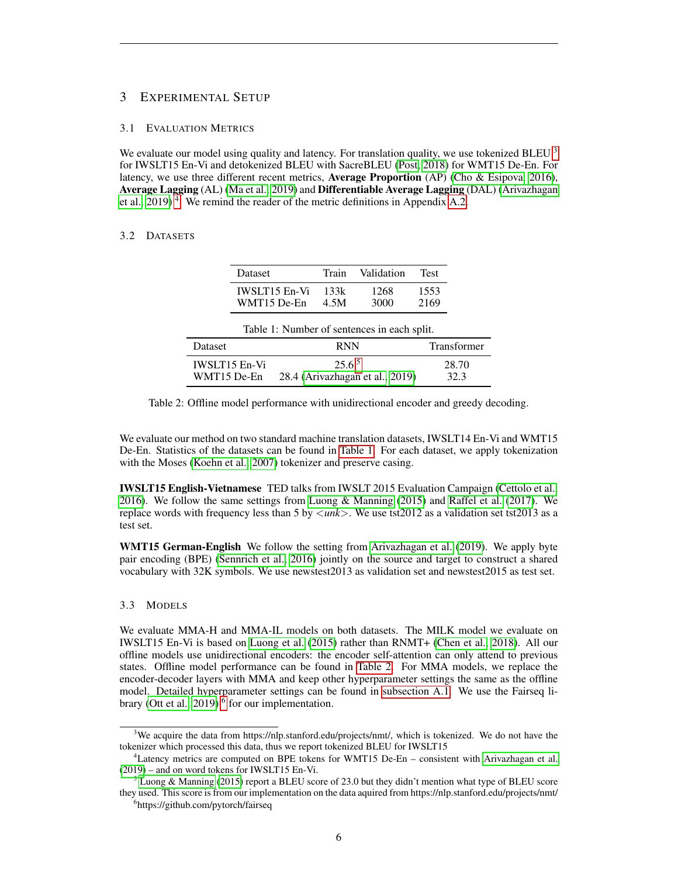## 3 Experimental Setup

### 3.1 Evaluation Metrics

We evaluate our model using quality and latency. For translation quality, we use tokenized BLEU[3] for IWSLT15 En-Vi and detokenized BLEU with SacreBLEU (Post, 2018) for WMT15 De-En. For latency, we use three different recent metrics, **Average Proportion** (AP) (Cho & Esipova, 2016), **Average Lagging** (AL) (Ma et al., 2019) and **Differentiable Average Lagging** (DAL) (Arivazhagan et al., 2019)[4]. We remind the reader of the metric definitions in Appendix A.2.

### 3.2 Datasets

| Dataset | Train | Validation | Test |
|---|---|---|---|
| IWSLT15 En-Vi | 133k | 1268 | 1553 |
| WMT15 De-En | 4.5M | 3000 | 2169 |

Table 1: Number of sentences in each split.

| Dataset | RNN | Transformer |
|---|---|---|
| IWSLT15 En-Vi | 25.6[5] | 28.70 |
| WMT15 De-En | 28.4 (Arivazhagan et al., 2019) | 32.3 |

Table 2: Offline model performance with unidirectional encoder and greedy decoding.

We evaluate our method on two standard machine translation datasets, IWSLT14 En-Vi and WMT15 De-En. Statistics of the datasets can be found in Table 1. For each dataset, we apply tokenization with the Moses (Koehn et al., 2007) tokenizer and preserve casing.

**IWSLT15 English-Vietnamese** TED talks from IWSLT 2015 Evaluation Campaign (Cettolo et al., 2016). We follow the same settings from Luong & Manning (2015) and Raffel et al. (2017). We replace words with frequency less than 5 by *<unk>*. We use tst2012 as a validation set tst2013 as a test set.

**WMT15 German-English** We follow the setting from Arivazhagan et al. (2019). We apply byte pair encoding (BPE) (Sennrich et al., 2016) jointly on the source and target to construct a shared vocabulary with 32K symbols. We use newstest2013 as validation set and newstest2015 as test set.

### 3.3 Models

We evaluate MMA-H and MMA-IL models on both datasets. The MILK model we evaluate on IWSLT15 En-Vi is based on Luong et al. (2015) rather than RNMT+ (Chen et al., 2018). All our offline models use unidirectional encoders: the encoder self-attention can only attend to previous states. Offline model performance can be found in Table 2. For MMA models, we replace the encoder-decoder layers with MMA and keep other hyperparameter settings the same as the offline model. Detailed hyperparameter settings can be found in subsection A.1. We use the Fairseq library (Ott et al., 2019)[6] for our implementation.

---

[3] We acquire the data from https://nlp.stanford.edu/projects/nmt/, which is tokenized. We do not have the tokenizer which processed this data, thus we report tokenized BLEU for IWSLT15

[4] Latency metrics are computed on BPE tokens for WMT15 De-En – consistent with Arivazhagan et al. (2019) – and on word tokens for IWSLT15 En-Vi.

[5] Luong & Manning (2015) report a BLEU score of 23.0 but they didn't mention what type of BLEU score they used. This score is from our implementation on the data aquired from https://nlp.stanford.edu/projects/nmt/

[6] https://github.com/pytorch/fairseq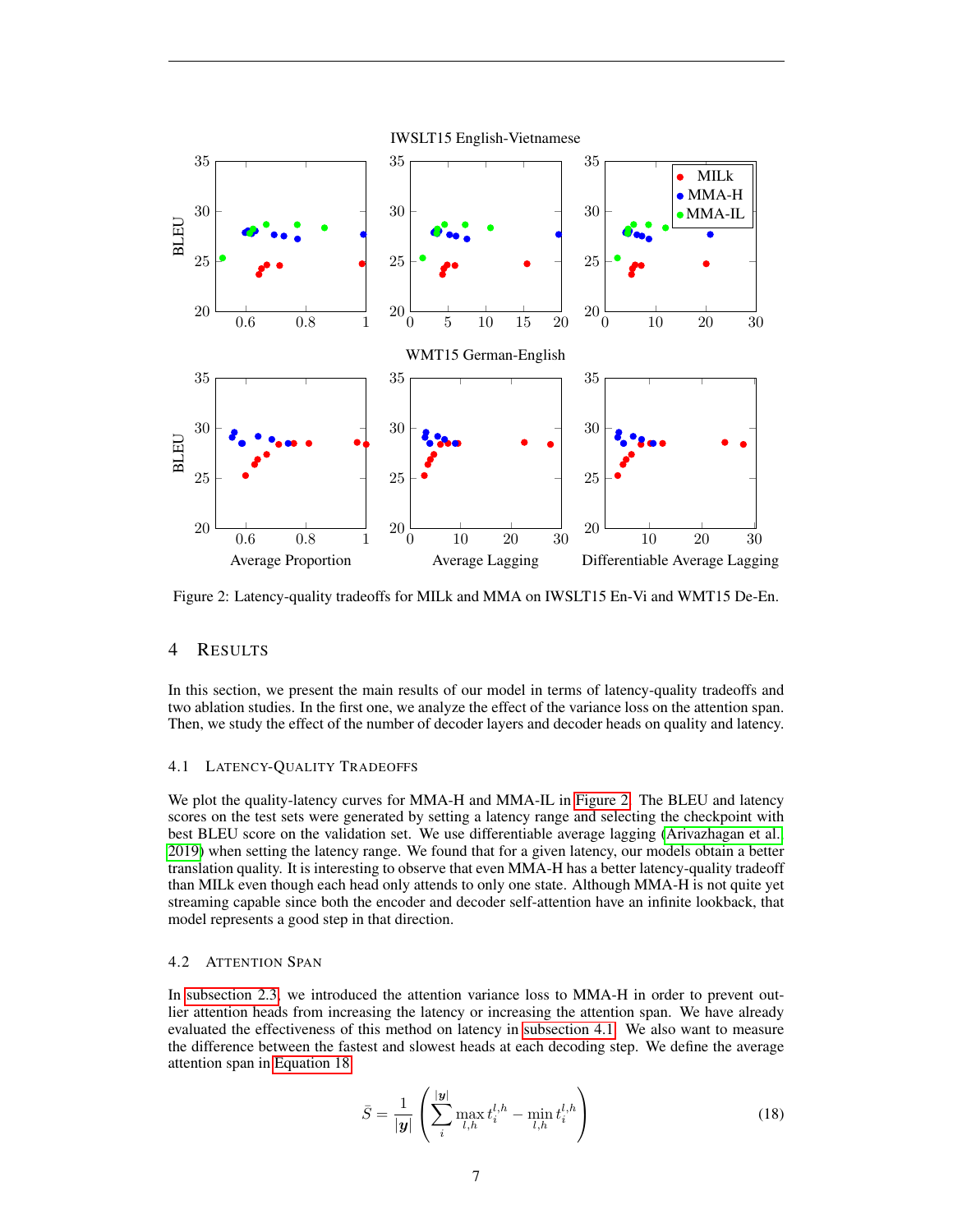Figure 2: Latency-quality tradeoffs for MILk and MMA on IWSLT15 En-Vi and WMT15 De-En.

## 4 Results

In this section, we present the main results of our model in terms of latency-quality tradeoffs and two ablation studies. In the first one, we analyze the effect of the variance loss on the attention span. Then, we study the effect of the number of decoder layers and decoder heads on quality and latency.

### 4.1 Latency-Quality Tradeoffs

We plot the quality-latency curves for MMA-H and MMA-IL in Figure 2. The BLEU and latency scores on the test sets were generated by setting a latency range and selecting the checkpoint with best BLEU score on the validation set. We use differentiable average lagging (Arivazhagan et al., 2019) when setting the latency range. We found that for a given latency, our models obtain a better translation quality. It is interesting to observe that even MMA-H has a better latency-quality tradeoff than MILk even though each head only attends to only one state. Although MMA-H is not quite yet streaming capable since both the encoder and decoder self-attention have an infinite lookback, that model represents a good step in that direction.

### 4.2 Attention Span

In subsection 2.3, we introduced the attention variance loss to MMA-H in order to prevent outlier attention heads from increasing the latency or increasing the attention span. We have already evaluated the effectiveness of this method on latency in subsection 4.1. We also want to measure the difference between the fastest and slowest heads at each decoding step. We define the average attention span in Equation 18

$$\bar{S} = \frac{1}{|\boldsymbol{y}|}\left(\sum_{i}^{|\boldsymbol{y}|} \max_{l,h} t_i^{l,h} - \min_{l,h} t_i^{l,h}\right) \tag{18}$$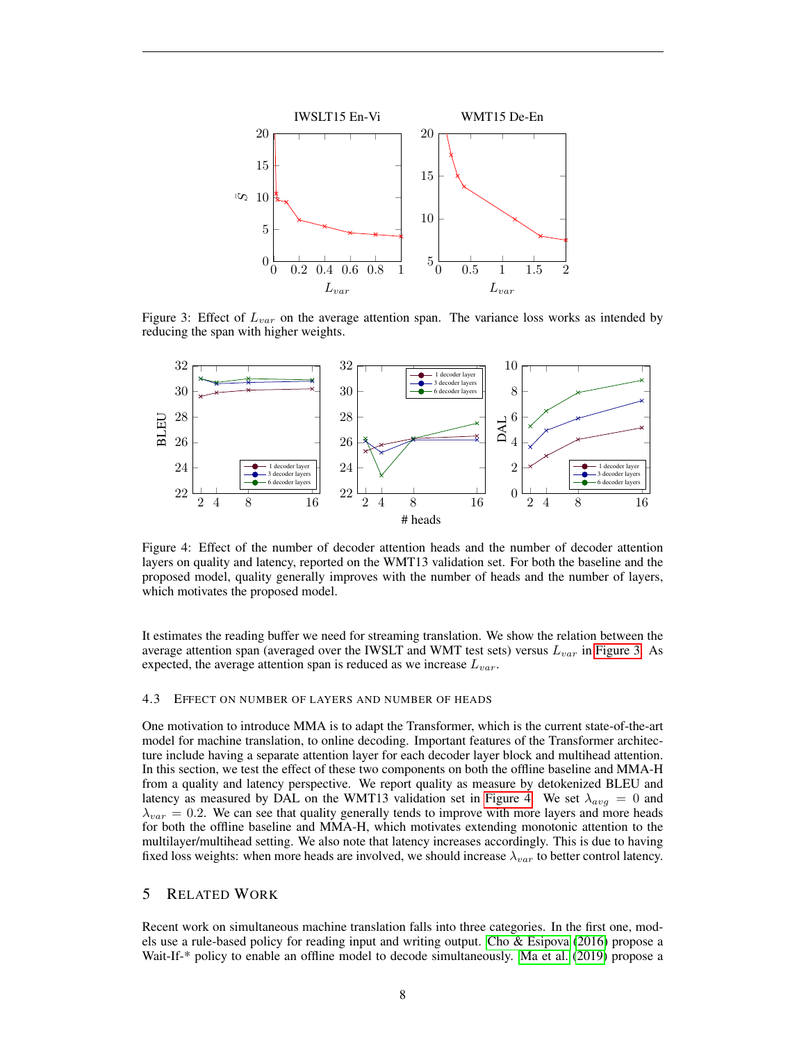Figure 3: Effect of $L_{var}$ on the average attention span. The variance loss works as intended by reducing the span with higher weights.

Figure 4: Effect of the number of decoder attention heads and the number of decoder attention layers on quality and latency, reported on the WMT13 validation set. For both the baseline and the proposed model, quality generally improves with the number of heads and the number of layers, which motivates the proposed model.

It estimates the reading buffer we need for streaming translation. We show the relation between the average attention span (averaged over the IWSLT and WMT test sets) versus $L_{var}$ in Figure 3. As expected, the average attention span is reduced as we increase $L_{var}$.

### 4.3 Effect on number of layers and number of heads

One motivation to introduce MMA is to adapt the Transformer, which is the current state-of-the-art model for machine translation, to online decoding. Important features of the Transformer architecture include having a separate attention layer for each decoder layer block and multihead attention. In this section, we test the effect of these two components on both the offline baseline and MMA-H from a quality and latency perspective. We report quality as measure by detokenized BLEU and latency as measured by DAL on the WMT13 validation set in Figure 4. We set $\lambda_{avg} = 0$ and $\lambda_{var} = 0.2$. We can see that quality generally tends to improve with more layers and more heads for both the offline baseline and MMA-H, which motivates extending monotonic attention to the multilayer/multihead setting. We also note that latency increases accordingly. This is due to having fixed loss weights: when more heads are involved, we should increase $\lambda_{var}$ to better control latency.

## 5 Related Work

Recent work on simultaneous machine translation falls into three categories. In the first one, models use a rule-based policy for reading input and writing output. Cho & Esipova (2016) propose a Wait-If-* policy to enable an offline model to decode simultaneously. Ma et al. (2019) propose a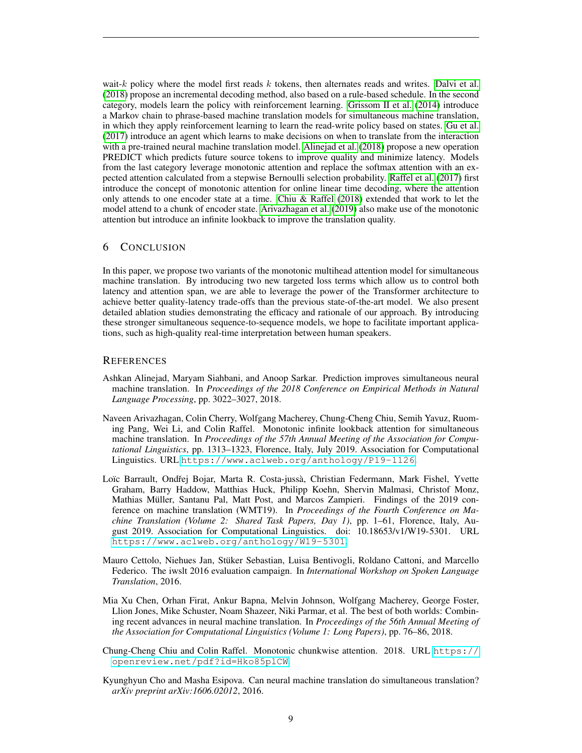wait-$k$ policy where the model first reads $k$ tokens, then alternates reads and writes. Dalvi et al. (2018) propose an incremental decoding method, also based on a rule-based schedule. In the second category, models learn the policy with reinforcement learning. Grissom II et al. (2014) introduce a Markov chain to phrase-based machine translation models for simultaneous machine translation, in which they apply reinforcement learning to learn the read-write policy based on states. Gu et al. (2017) introduce an agent which learns to make decisions on when to translate from the interaction with a pre-trained neural machine translation model. Alinejad et al. (2018) propose a new operation PREDICT which predicts future source tokens to improve quality and minimize latency. Models from the last category leverage monotonic attention and replace the softmax attention with an expected attention calculated from a stepwise Bernoulli selection probability. Raffel et al. (2017) first introduce the concept of monotonic attention for online linear time decoding, where the attention only attends to one encoder state at a time. Chiu & Raffel (2018) extended that work to let the model attend to a chunk of encoder state. Arivazhagan et al. (2019) also make use of the monotonic attention but introduce an infinite lookback to improve the translation quality.

## 6 Conclusion

In this paper, we propose two variants of the monotonic multihead attention model for simultaneous machine translation. By introducing two new targeted loss terms which allow us to control both latency and attention span, we are able to leverage the power of the Transformer architecture to achieve better quality-latency trade-offs than the previous state-of-the-art model. We also present detailed ablation studies demonstrating the efficacy and rationale of our approach. By introducing these stronger simultaneous sequence-to-sequence models, we hope to facilitate important applications, such as high-quality real-time interpretation between human speakers.

## References

Ashkan Alinejad, Maryam Siahbani, and Anoop Sarkar. Prediction improves simultaneous neural machine translation. In *Proceedings of the 2018 Conference on Empirical Methods in Natural Language Processing*, pp. 3022–3027, 2018.

Naveen Arivazhagan, Colin Cherry, Wolfgang Macherey, Chung-Cheng Chiu, Semih Yavuz, Ruoming Pang, Wei Li, and Colin Raffel. Monotonic infinite lookback attention for simultaneous machine translation. In *Proceedings of the 57th Annual Meeting of the Association for Computational Linguistics*, pp. 1313–1323, Florence, Italy, July 2019. Association for Computational Linguistics. URL https://www.aclweb.org/anthology/P19-1126.

Loïc Barrault, Ondřej Bojar, Marta R. Costa-jussà, Christian Federmann, Mark Fishel, Yvette Graham, Barry Haddow, Matthias Huck, Philipp Koehn, Shervin Malmasi, Christof Monz, Mathias Müller, Santanu Pal, Matt Post, and Marcos Zampieri. Findings of the 2019 conference on machine translation (WMT19). In *Proceedings of the Fourth Conference on Machine Translation (Volume 2: Shared Task Papers, Day 1)*, pp. 1–61, Florence, Italy, August 2019. Association for Computational Linguistics. doi: 10.18653/v1/W19-5301. URL https://www.aclweb.org/anthology/W19-5301.

Mauro Cettolo, Niehues Jan, Stüker Sebastian, Luisa Bentivogli, Roldano Cattoni, and Marcello Federico. The iwslt 2016 evaluation campaign. In *International Workshop on Spoken Language Translation*, 2016.

Mia Xu Chen, Orhan Firat, Ankur Bapna, Melvin Johnson, Wolfgang Macherey, George Foster, Llion Jones, Mike Schuster, Noam Shazeer, Niki Parmar, et al. The best of both worlds: Combining recent advances in neural machine translation. In *Proceedings of the 56th Annual Meeting of the Association for Computational Linguistics (Volume 1: Long Papers)*, pp. 76–86, 2018.

Chung-Cheng Chiu and Colin Raffel. Monotonic chunkwise attention. 2018. URL https://openreview.net/pdf?id=Hko85plCW.

Kyunghyun Cho and Masha Esipova. Can neural machine translation do simultaneous translation? *arXiv preprint arXiv:1606.02012*, 2016.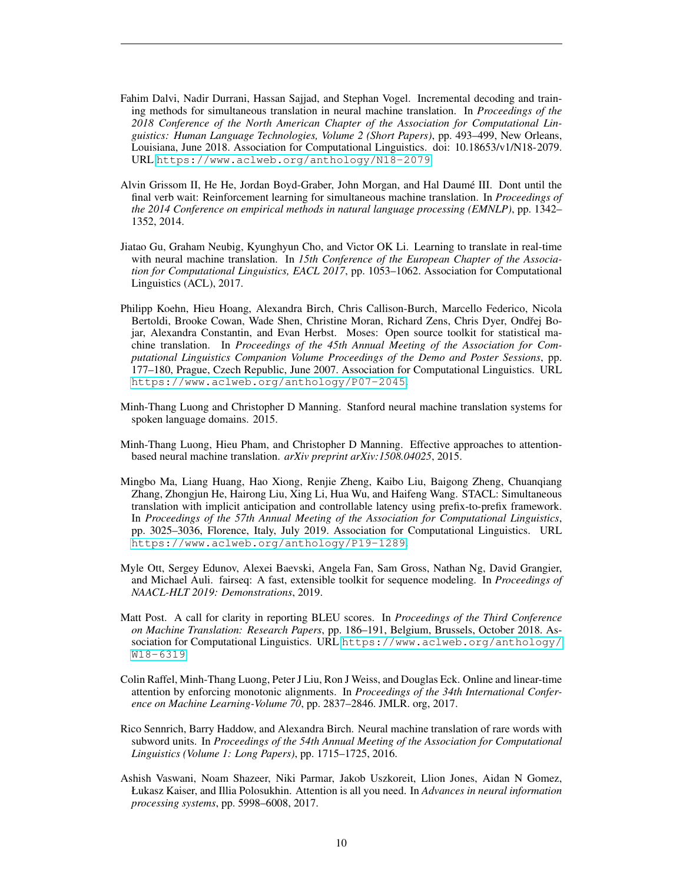Fahim Dalvi, Nadir Durrani, Hassan Sajjad, and Stephan Vogel. Incremental decoding and training methods for simultaneous translation in neural machine translation. In *Proceedings of the 2018 Conference of the North American Chapter of the Association for Computational Linguistics: Human Language Technologies, Volume 2 (Short Papers)*, pp. 493–499, New Orleans, Louisiana, June 2018. Association for Computational Linguistics. doi: 10.18653/v1/N18-2079. URL https://www.aclweb.org/anthology/N18-2079.

Alvin Grissom II, He He, Jordan Boyd-Graber, John Morgan, and Hal Daumé III. Dont until the final verb wait: Reinforcement learning for simultaneous machine translation. In *Proceedings of the 2014 Conference on empirical methods in natural language processing (EMNLP)*, pp. 1342–1352, 2014.

Jiatao Gu, Graham Neubig, Kyunghyun Cho, and Victor OK Li. Learning to translate in real-time with neural machine translation. In *15th Conference of the European Chapter of the Association for Computational Linguistics, EACL 2017*, pp. 1053–1062. Association for Computational Linguistics (ACL), 2017.

Philipp Koehn, Hieu Hoang, Alexandra Birch, Chris Callison-Burch, Marcello Federico, Nicola Bertoldi, Brooke Cowan, Wade Shen, Christine Moran, Richard Zens, Chris Dyer, Ondřej Bojar, Alexandra Constantin, and Evan Herbst. Moses: Open source toolkit for statistical machine translation. In *Proceedings of the 45th Annual Meeting of the Association for Computational Linguistics Companion Volume Proceedings of the Demo and Poster Sessions*, pp. 177–180, Prague, Czech Republic, June 2007. Association for Computational Linguistics. URL https://www.aclweb.org/anthology/P07-2045.

Minh-Thang Luong and Christopher D Manning. Stanford neural machine translation systems for spoken language domains. 2015.

Minh-Thang Luong, Hieu Pham, and Christopher D Manning. Effective approaches to attention-based neural machine translation. *arXiv preprint arXiv:1508.04025*, 2015.

Mingbo Ma, Liang Huang, Hao Xiong, Renjie Zheng, Kaibo Liu, Baigong Zheng, Chuanqiang Zhang, Zhongjun He, Hairong Liu, Xing Li, Hua Wu, and Haifeng Wang. STACL: Simultaneous translation with implicit anticipation and controllable latency using prefix-to-prefix framework. In *Proceedings of the 57th Annual Meeting of the Association for Computational Linguistics*, pp. 3025–3036, Florence, Italy, July 2019. Association for Computational Linguistics. URL https://www.aclweb.org/anthology/P19-1289.

Myle Ott, Sergey Edunov, Alexei Baevski, Angela Fan, Sam Gross, Nathan Ng, David Grangier, and Michael Auli. fairseq: A fast, extensible toolkit for sequence modeling. In *Proceedings of NAACL-HLT 2019: Demonstrations*, 2019.

Matt Post. A call for clarity in reporting BLEU scores. In *Proceedings of the Third Conference on Machine Translation: Research Papers*, pp. 186–191, Belgium, Brussels, October 2018. Association for Computational Linguistics. URL https://www.aclweb.org/anthology/W18-6319.

Colin Raffel, Minh-Thang Luong, Peter J Liu, Ron J Weiss, and Douglas Eck. Online and linear-time attention by enforcing monotonic alignments. In *Proceedings of the 34th International Conference on Machine Learning-Volume 70*, pp. 2837–2846. JMLR. org, 2017.

Rico Sennrich, Barry Haddow, and Alexandra Birch. Neural machine translation of rare words with subword units. In *Proceedings of the 54th Annual Meeting of the Association for Computational Linguistics (Volume 1: Long Papers)*, pp. 1715–1725, 2016.

Ashish Vaswani, Noam Shazeer, Niki Parmar, Jakob Uszkoreit, Llion Jones, Aidan N Gomez, Łukasz Kaiser, and Illia Polosukhin. Attention is all you need. In *Advances in neural information processing systems*, pp. 5998–6008, 2017.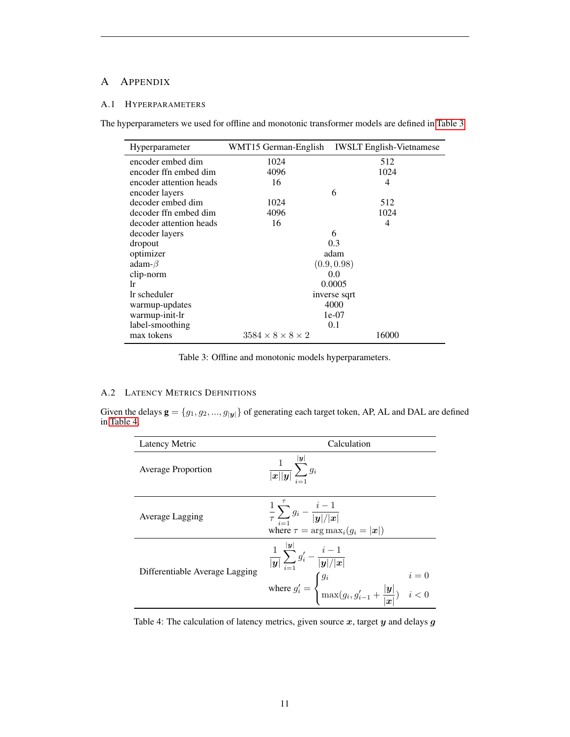# A Appendix

## A.1 Hyperparameters

The hyperparameters we used for offline and monotonic transformer models are defined in Table 3.

| Hyperparameter | WMT15 German-English | IWSLT English-Vietnamese |
|---|---|---|
| encoder embed dim | 1024 | 512 |
| encoder ffn embed dim | 4096 | 1024 |
| encoder attention heads | 16 | 4 |
| encoder layers | 6 | 6 |
| decoder embed dim | 1024 | 512 |
| decoder ffn embed dim | 4096 | 1024 |
| decoder attention heads | 16 | 4 |
| decoder layers | 6 | 6 |
| dropout | 0.3 | 0.3 |
| optimizer | adam | adam |
| adam-$\beta$ | $(0.9, 0.98)$ | $(0.9, 0.98)$ |
| clip-norm | 0.0 | 0.0 |
| lr | 0.0005 | 0.0005 |
| lr scheduler | inverse sqrt | inverse sqrt |
| warmup-updates | 4000 | 4000 |
| warmup-init-lr | 1e-07 | 1e-07 |
| label-smoothing | 0.1 | 0.1 |
| max tokens | $3584 \times 8 \times 8 \times 2$ | 16000 |

Table 3: Offline and monotonic models hyperparameters.

## A.2 Latency Metrics Definitions

Given the delays $\mathbf{g} = \{g_1, g_2, ..., g_{|\boldsymbol{y}|}\}$ of generating each target token, AP, AL and DAL are defined in Table 4.

| Latency Metric | Calculation |
|---|---|
| Average Proportion | $\frac{1}{\lvert\boldsymbol{x}\rvert\lvert\boldsymbol{y}\rvert}\sum_{i=1}^{\lvert\boldsymbol{y}\rvert} g_i$ |
| Average Lagging | $\frac{1}{\tau}\sum_{i=1}^{\tau} g_i - \frac{i-1}{\lvert\boldsymbol{y}\rvert/\lvert\boldsymbol{x}\rvert}$ where $\tau = \arg\max_i(g_i = \lvert\boldsymbol{x}\rvert)$ |
| Differentiable Average Lagging | $\frac{1}{\lvert\boldsymbol{y}\rvert}\sum_{i=1}^{\lvert\boldsymbol{y}\rvert} g'_i - \frac{i-1}{\lvert\boldsymbol{y}\rvert/\lvert\boldsymbol{x}\rvert}$ where $g'_i = \begin{cases} g_i & i = 0 \\ \max(g_i, g'_{i-1} + \frac{\lvert\boldsymbol{y}\rvert}{\lvert\boldsymbol{x}\rvert}) & i < 0 \end{cases}$ |

Table 4: The calculation of latency metrics, given source $\boldsymbol{x}$, target $\boldsymbol{y}$ and delays $\boldsymbol{g}$